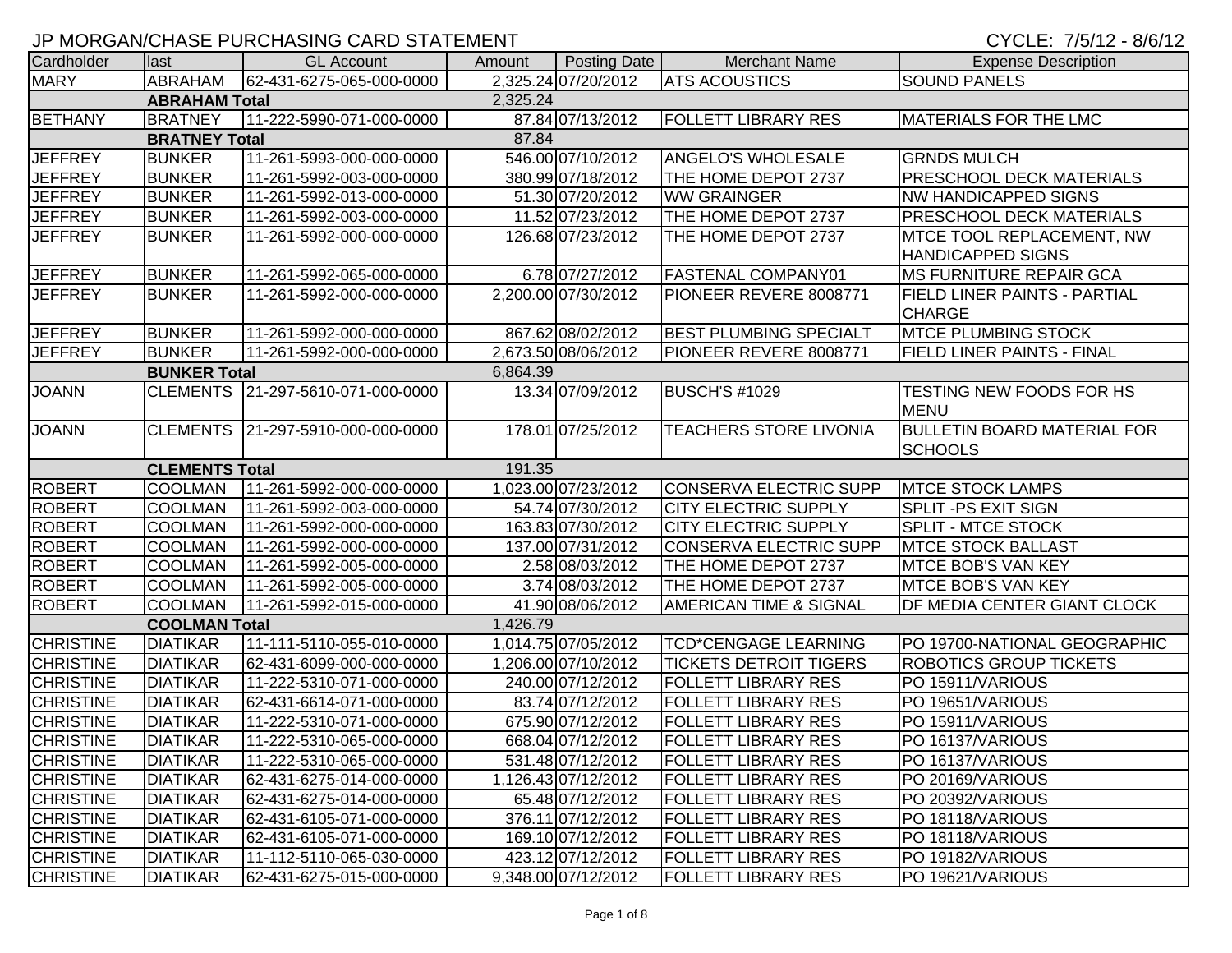JP MORGAN/CHASE PURCHASING CARD STATEMENT

CYCLE: 7/5/12 - 8/6/12

| Cardholder | last | GL Account | Amount | Posting Date | Merchant Name | Expense Description |
|---|---|---|---|---|---|---|
| MARY | ABRAHAM | 62-431-6275-065-000-0000 | 2,325.24 | 07/20/2012 | ATS ACOUSTICS | SOUND PANELS |
| | ABRAHAM Total | | 2,325.24 | | | |
| BETHANY | BRATNEY | 11-222-5990-071-000-0000 | 87.84 | 07/13/2012 | FOLLETT LIBRARY RES | MATERIALS FOR THE LMC |
| | BRATNEY Total | | 87.84 | | | |
| JEFFREY | BUNKER | 11-261-5993-000-000-0000 | 546.00 | 07/10/2012 | ANGELO'S WHOLESALE | GRNDS MULCH |
| JEFFREY | BUNKER | 11-261-5992-003-000-0000 | 380.99 | 07/18/2012 | THE HOME DEPOT 2737 | PRESCHOOL DECK MATERIALS |
| JEFFREY | BUNKER | 11-261-5992-013-000-0000 | 51.30 | 07/20/2012 | WW GRAINGER | NW HANDICAPPED SIGNS |
| JEFFREY | BUNKER | 11-261-5992-003-000-0000 | 11.52 | 07/23/2012 | THE HOME DEPOT 2737 | PRESCHOOL DECK MATERIALS |
| JEFFREY | BUNKER | 11-261-5992-000-000-0000 | 126.68 | 07/23/2012 | THE HOME DEPOT 2737 | MTCE TOOL REPLACEMENT, NW HANDICAPPED SIGNS |
| JEFFREY | BUNKER | 11-261-5992-065-000-0000 | 6.78 | 07/27/2012 | FASTENAL COMPANY01 | MS FURNITURE REPAIR GCA |
| JEFFREY | BUNKER | 11-261-5992-000-000-0000 | 2,200.00 | 07/30/2012 | PIONEER REVERE 8008771 | FIELD LINER PAINTS - PARTIAL CHARGE |
| JEFFREY | BUNKER | 11-261-5992-000-000-0000 | 867.62 | 08/02/2012 | BEST PLUMBING SPECIALT | MTCE PLUMBING STOCK |
| JEFFREY | BUNKER | 11-261-5992-000-000-0000 | 2,673.50 | 08/06/2012 | PIONEER REVERE 8008771 | FIELD LINER PAINTS - FINAL |
| | BUNKER Total | | 6,864.39 | | | |
| JOANN | CLEMENTS | 21-297-5610-071-000-0000 | 13.34 | 07/09/2012 | BUSCH'S #1029 | TESTING NEW FOODS FOR HS MENU |
| JOANN | CLEMENTS | 21-297-5910-000-000-0000 | 178.01 | 07/25/2012 | TEACHERS STORE LIVONIA | BULLETIN BOARD MATERIAL FOR SCHOOLS |
| | CLEMENTS Total | | 191.35 | | | |
| ROBERT | COOLMAN | 11-261-5992-000-000-0000 | 1,023.00 | 07/23/2012 | CONSERVA ELECTRIC SUPP | MTCE STOCK LAMPS |
| ROBERT | COOLMAN | 11-261-5992-003-000-0000 | 54.74 | 07/30/2012 | CITY ELECTRIC SUPPLY | SPLIT -PS EXIT SIGN |
| ROBERT | COOLMAN | 11-261-5992-000-000-0000 | 163.83 | 07/30/2012 | CITY ELECTRIC SUPPLY | SPLIT - MTCE STOCK |
| ROBERT | COOLMAN | 11-261-5992-000-000-0000 | 137.00 | 07/31/2012 | CONSERVA ELECTRIC SUPP | MTCE STOCK BALLAST |
| ROBERT | COOLMAN | 11-261-5992-005-000-0000 | 2.58 | 08/03/2012 | THE HOME DEPOT 2737 | MTCE BOB'S VAN KEY |
| ROBERT | COOLMAN | 11-261-5992-005-000-0000 | 3.74 | 08/03/2012 | THE HOME DEPOT 2737 | MTCE BOB'S VAN KEY |
| ROBERT | COOLMAN | 11-261-5992-015-000-0000 | 41.90 | 08/06/2012 | AMERICAN TIME & SIGNAL | DF MEDIA CENTER GIANT CLOCK |
| | COOLMAN Total | | 1,426.79 | | | |
| CHRISTINE | DIATIKAR | 11-111-5110-055-010-0000 | 1,014.75 | 07/05/2012 | TCD*CENGAGE LEARNING | PO 19700-NATIONAL GEOGRAPHIC |
| CHRISTINE | DIATIKAR | 62-431-6099-000-000-0000 | 1,206.00 | 07/10/2012 | TICKETS DETROIT TIGERS | ROBOTICS GROUP TICKETS |
| CHRISTINE | DIATIKAR | 11-222-5310-071-000-0000 | 240.00 | 07/12/2012 | FOLLETT LIBRARY RES | PO 15911/VARIOUS |
| CHRISTINE | DIATIKAR | 62-431-6614-071-000-0000 | 83.74 | 07/12/2012 | FOLLETT LIBRARY RES | PO 19651/VARIOUS |
| CHRISTINE | DIATIKAR | 11-222-5310-071-000-0000 | 675.90 | 07/12/2012 | FOLLETT LIBRARY RES | PO 15911/VARIOUS |
| CHRISTINE | DIATIKAR | 11-222-5310-065-000-0000 | 668.04 | 07/12/2012 | FOLLETT LIBRARY RES | PO 16137/VARIOUS |
| CHRISTINE | DIATIKAR | 11-222-5310-065-000-0000 | 531.48 | 07/12/2012 | FOLLETT LIBRARY RES | PO 16137/VARIOUS |
| CHRISTINE | DIATIKAR | 62-431-6275-014-000-0000 | 1,126.43 | 07/12/2012 | FOLLETT LIBRARY RES | PO 20169/VARIOUS |
| CHRISTINE | DIATIKAR | 62-431-6275-014-000-0000 | 65.48 | 07/12/2012 | FOLLETT LIBRARY RES | PO 20392/VARIOUS |
| CHRISTINE | DIATIKAR | 62-431-6105-071-000-0000 | 376.11 | 07/12/2012 | FOLLETT LIBRARY RES | PO 18118/VARIOUS |
| CHRISTINE | DIATIKAR | 62-431-6105-071-000-0000 | 169.10 | 07/12/2012 | FOLLETT LIBRARY RES | PO 18118/VARIOUS |
| CHRISTINE | DIATIKAR | 11-112-5110-065-030-0000 | 423.12 | 07/12/2012 | FOLLETT LIBRARY RES | PO 19182/VARIOUS |
| CHRISTINE | DIATIKAR | 62-431-6275-015-000-0000 | 9,348.00 | 07/12/2012 | FOLLETT LIBRARY RES | PO 19621/VARIOUS |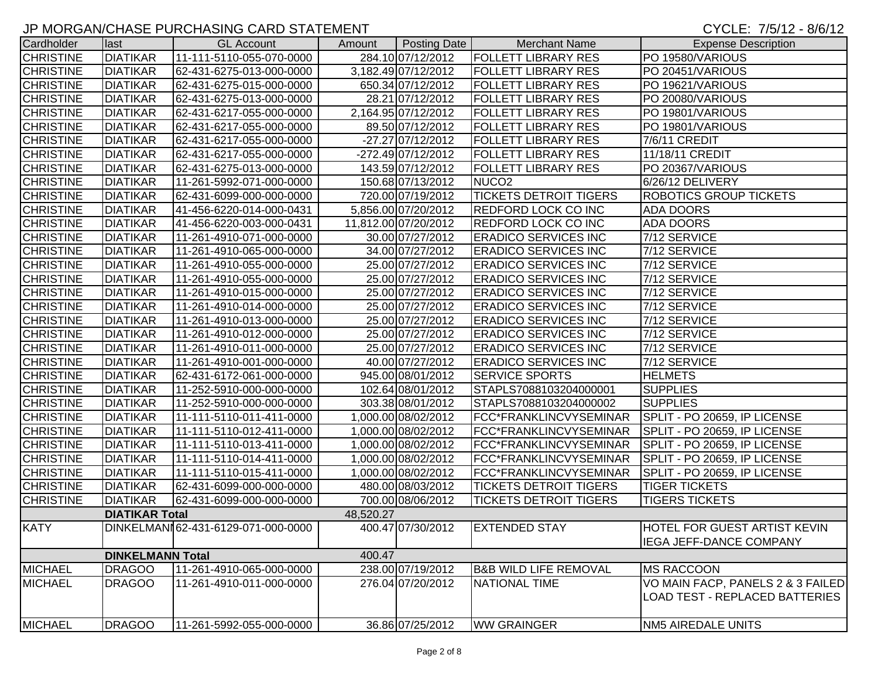# JP MORGAN/CHASE PURCHASING CARD STATEMENT

CYCLE: 7/5/12 - 8/6/12

| Cardholder | last | GL Account | Amount | Posting Date | Merchant Name | Expense Description |
|---|---|---|---|---|---|---|
| CHRISTINE | DIATIKAR | 11-111-5110-055-070-0000 | 284.10 | 07/12/2012 | FOLLETT LIBRARY RES | PO 19580/VARIOUS |
| CHRISTINE | DIATIKAR | 62-431-6275-013-000-0000 | 3,182.49 | 07/12/2012 | FOLLETT LIBRARY RES | PO 20451/VARIOUS |
| CHRISTINE | DIATIKAR | 62-431-6275-015-000-0000 | 650.34 | 07/12/2012 | FOLLETT LIBRARY RES | PO 19621/VARIOUS |
| CHRISTINE | DIATIKAR | 62-431-6275-013-000-0000 | 28.21 | 07/12/2012 | FOLLETT LIBRARY RES | PO 20080/VARIOUS |
| CHRISTINE | DIATIKAR | 62-431-6217-055-000-0000 | 2,164.95 | 07/12/2012 | FOLLETT LIBRARY RES | PO 19801/VARIOUS |
| CHRISTINE | DIATIKAR | 62-431-6217-055-000-0000 | 89.50 | 07/12/2012 | FOLLETT LIBRARY RES | PO 19801/VARIOUS |
| CHRISTINE | DIATIKAR | 62-431-6217-055-000-0000 | -27.27 | 07/12/2012 | FOLLETT LIBRARY RES | 7/6/11 CREDIT |
| CHRISTINE | DIATIKAR | 62-431-6217-055-000-0000 | -272.49 | 07/12/2012 | FOLLETT LIBRARY RES | 11/18/11 CREDIT |
| CHRISTINE | DIATIKAR | 62-431-6275-013-000-0000 | 143.59 | 07/12/2012 | FOLLETT LIBRARY RES | PO 20367/VARIOUS |
| CHRISTINE | DIATIKAR | 11-261-5992-071-000-0000 | 150.68 | 07/13/2012 | NUCO2 | 6/26/12 DELIVERY |
| CHRISTINE | DIATIKAR | 62-431-6099-000-000-0000 | 720.00 | 07/19/2012 | TICKETS DETROIT TIGERS | ROBOTICS GROUP TICKETS |
| CHRISTINE | DIATIKAR | 41-456-6220-014-000-0431 | 5,856.00 | 07/20/2012 | REDFORD LOCK CO INC | ADA DOORS |
| CHRISTINE | DIATIKAR | 41-456-6220-003-000-0431 | 11,812.00 | 07/20/2012 | REDFORD LOCK CO INC | ADA DOORS |
| CHRISTINE | DIATIKAR | 11-261-4910-071-000-0000 | 30.00 | 07/27/2012 | ERADICO SERVICES INC | 7/12 SERVICE |
| CHRISTINE | DIATIKAR | 11-261-4910-065-000-0000 | 34.00 | 07/27/2012 | ERADICO SERVICES INC | 7/12 SERVICE |
| CHRISTINE | DIATIKAR | 11-261-4910-055-000-0000 | 25.00 | 07/27/2012 | ERADICO SERVICES INC | 7/12 SERVICE |
| CHRISTINE | DIATIKAR | 11-261-4910-055-000-0000 | 25.00 | 07/27/2012 | ERADICO SERVICES INC | 7/12 SERVICE |
| CHRISTINE | DIATIKAR | 11-261-4910-015-000-0000 | 25.00 | 07/27/2012 | ERADICO SERVICES INC | 7/12 SERVICE |
| CHRISTINE | DIATIKAR | 11-261-4910-014-000-0000 | 25.00 | 07/27/2012 | ERADICO SERVICES INC | 7/12 SERVICE |
| CHRISTINE | DIATIKAR | 11-261-4910-013-000-0000 | 25.00 | 07/27/2012 | ERADICO SERVICES INC | 7/12 SERVICE |
| CHRISTINE | DIATIKAR | 11-261-4910-012-000-0000 | 25.00 | 07/27/2012 | ERADICO SERVICES INC | 7/12 SERVICE |
| CHRISTINE | DIATIKAR | 11-261-4910-011-000-0000 | 25.00 | 07/27/2012 | ERADICO SERVICES INC | 7/12 SERVICE |
| CHRISTINE | DIATIKAR | 11-261-4910-001-000-0000 | 40.00 | 07/27/2012 | ERADICO SERVICES INC | 7/12 SERVICE |
| CHRISTINE | DIATIKAR | 62-431-6172-061-000-0000 | 945.00 | 08/01/2012 | SERVICE SPORTS | HELMETS |
| CHRISTINE | DIATIKAR | 11-252-5910-000-000-0000 | 102.64 | 08/01/2012 | STAPLS7088103204000001 | SUPPLIES |
| CHRISTINE | DIATIKAR | 11-252-5910-000-000-0000 | 303.38 | 08/01/2012 | STAPLS7088103204000002 | SUPPLIES |
| CHRISTINE | DIATIKAR | 11-111-5110-011-411-0000 | 1,000.00 | 08/02/2012 | FCC*FRANKLINCVYSEMINAR | SPLIT - PO 20659, IP LICENSE |
| CHRISTINE | DIATIKAR | 11-111-5110-012-411-0000 | 1,000.00 | 08/02/2012 | FCC*FRANKLINCVYSEMINAR | SPLIT - PO 20659, IP LICENSE |
| CHRISTINE | DIATIKAR | 11-111-5110-013-411-0000 | 1,000.00 | 08/02/2012 | FCC*FRANKLINCVYSEMINAR | SPLIT - PO 20659, IP LICENSE |
| CHRISTINE | DIATIKAR | 11-111-5110-014-411-0000 | 1,000.00 | 08/02/2012 | FCC*FRANKLINCVYSEMINAR | SPLIT - PO 20659, IP LICENSE |
| CHRISTINE | DIATIKAR | 11-111-5110-015-411-0000 | 1,000.00 | 08/02/2012 | FCC*FRANKLINCVYSEMINAR | SPLIT - PO 20659, IP LICENSE |
| CHRISTINE | DIATIKAR | 62-431-6099-000-000-0000 | 480.00 | 08/03/2012 | TICKETS DETROIT TIGERS | TIGER TICKETS |
| CHRISTINE | DIATIKAR | 62-431-6099-000-000-0000 | 700.00 | 08/06/2012 | TICKETS DETROIT TIGERS | TIGERS TICKETS |
| | **DIATIKAR Total** | | 48,520.27 | | | |
| KATY | DINKELMANN | 62-431-6129-071-000-0000 | 400.47 | 07/30/2012 | EXTENDED STAY | HOTEL FOR GUEST ARTIST KEVIN IEGA JEFF-DANCE COMPANY |
| | **DINKELMANN Total** | | 400.47 | | | |
| MICHAEL | DRAGOO | 11-261-4910-065-000-0000 | 238.00 | 07/19/2012 | B&B WILD LIFE REMOVAL | MS RACCOON |
| MICHAEL | DRAGOO | 11-261-4910-011-000-0000 | 276.04 | 07/20/2012 | NATIONAL TIME | VO MAIN FACP, PANELS 2 & 3 FAILED LOAD TEST - REPLACED BATTERIES |
| MICHAEL | DRAGOO | 11-261-5992-055-000-0000 | 36.86 | 07/25/2012 | WW GRAINGER | NM5 AIREDALE UNITS |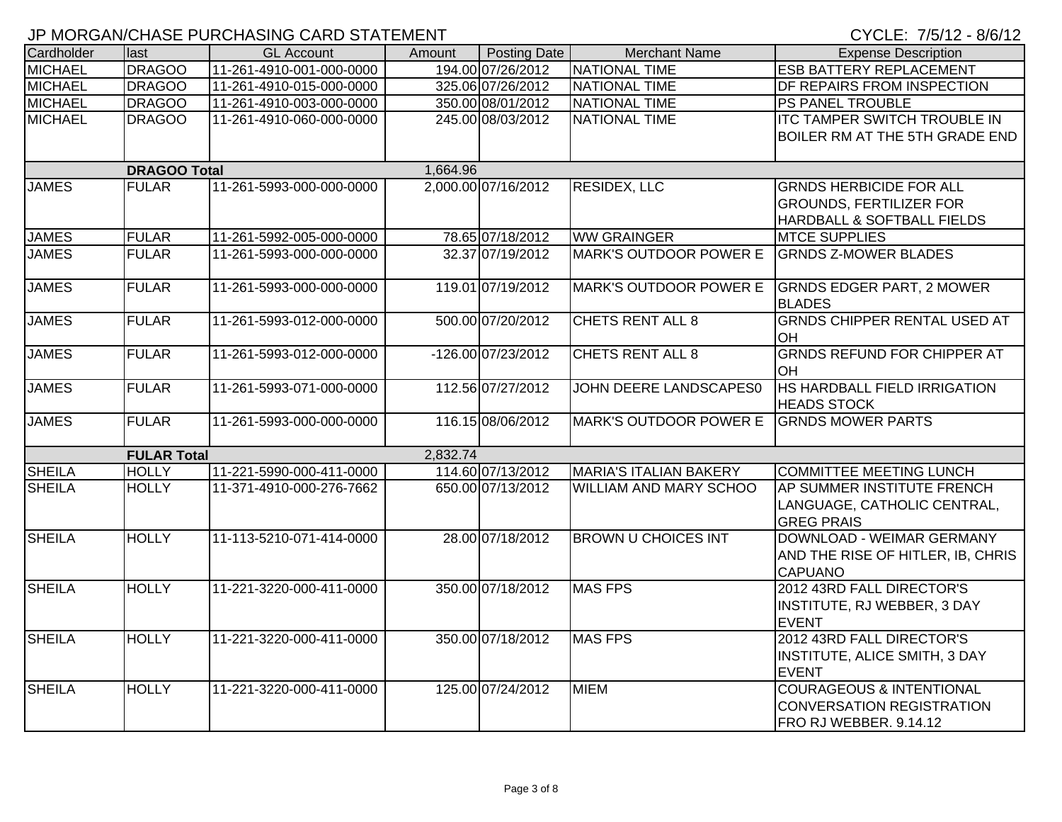JP MORGAN/CHASE PURCHASING CARD STATEMENT

CYCLE: 7/5/12 - 8/6/12

| Cardholder | last | GL Account | Amount | Posting Date | Merchant Name | Expense Description |
|---|---|---|---|---|---|---|
| MICHAEL | DRAGOO | 11-261-4910-001-000-0000 | 194.00 | 07/26/2012 | NATIONAL TIME | ESB BATTERY REPLACEMENT |
| MICHAEL | DRAGOO | 11-261-4910-015-000-0000 | 325.06 | 07/26/2012 | NATIONAL TIME | DF REPAIRS FROM INSPECTION |
| MICHAEL | DRAGOO | 11-261-4910-003-000-0000 | 350.00 | 08/01/2012 | NATIONAL TIME | PS PANEL TROUBLE |
| MICHAEL | DRAGOO | 11-261-4910-060-000-0000 | 245.00 | 08/03/2012 | NATIONAL TIME | ITC TAMPER SWITCH TROUBLE IN BOILER RM AT THE 5TH GRADE END |
| | **DRAGOO Total** | | 1,664.96 | | | |
| JAMES | FULAR | 11-261-5993-000-000-0000 | 2,000.00 | 07/16/2012 | RESIDEX, LLC | GRNDS HERBICIDE FOR ALL GROUNDS, FERTILIZER FOR HARDBALL & SOFTBALL FIELDS |
| JAMES | FULAR | 11-261-5992-005-000-0000 | 78.65 | 07/18/2012 | WW GRAINGER | MTCE SUPPLIES |
| JAMES | FULAR | 11-261-5993-000-000-0000 | 32.37 | 07/19/2012 | MARK'S OUTDOOR POWER E | GRNDS Z-MOWER BLADES |
| JAMES | FULAR | 11-261-5993-000-000-0000 | 119.01 | 07/19/2012 | MARK'S OUTDOOR POWER E | GRNDS EDGER PART, 2 MOWER BLADES |
| JAMES | FULAR | 11-261-5993-012-000-0000 | 500.00 | 07/20/2012 | CHETS RENT ALL 8 | GRNDS CHIPPER RENTAL USED AT OH |
| JAMES | FULAR | 11-261-5993-012-000-0000 | -126.00 | 07/23/2012 | CHETS RENT ALL 8 | GRNDS REFUND FOR CHIPPER AT OH |
| JAMES | FULAR | 11-261-5993-071-000-0000 | 112.56 | 07/27/2012 | JOHN DEERE LANDSCAPES0 | HS HARDBALL FIELD IRRIGATION HEADS STOCK |
| JAMES | FULAR | 11-261-5993-000-000-0000 | 116.15 | 08/06/2012 | MARK'S OUTDOOR POWER E | GRNDS MOWER PARTS |
| | **FULAR Total** | | 2,832.74 | | | |
| SHEILA | HOLLY | 11-221-5990-000-411-0000 | 114.60 | 07/13/2012 | MARIA'S ITALIAN BAKERY | COMMITTEE MEETING LUNCH |
| SHEILA | HOLLY | 11-371-4910-000-276-7662 | 650.00 | 07/13/2012 | WILLIAM AND MARY SCHOO | AP SUMMER INSTITUTE FRENCH LANGUAGE, CATHOLIC CENTRAL, GREG PRAIS |
| SHEILA | HOLLY | 11-113-5210-071-414-0000 | 28.00 | 07/18/2012 | BROWN U CHOICES INT | DOWNLOAD - WEIMAR GERMANY AND THE RISE OF HITLER, IB, CHRIS CAPUANO |
| SHEILA | HOLLY | 11-221-3220-000-411-0000 | 350.00 | 07/18/2012 | MAS FPS | 2012 43RD FALL DIRECTOR'S INSTITUTE, RJ WEBBER, 3 DAY EVENT |
| SHEILA | HOLLY | 11-221-3220-000-411-0000 | 350.00 | 07/18/2012 | MAS FPS | 2012 43RD FALL DIRECTOR'S INSTITUTE, ALICE SMITH, 3 DAY EVENT |
| SHEILA | HOLLY | 11-221-3220-000-411-0000 | 125.00 | 07/24/2012 | MIEM | COURAGEOUS & INTENTIONAL CONVERSATION REGISTRATION FRO RJ WEBBER. 9.14.12 |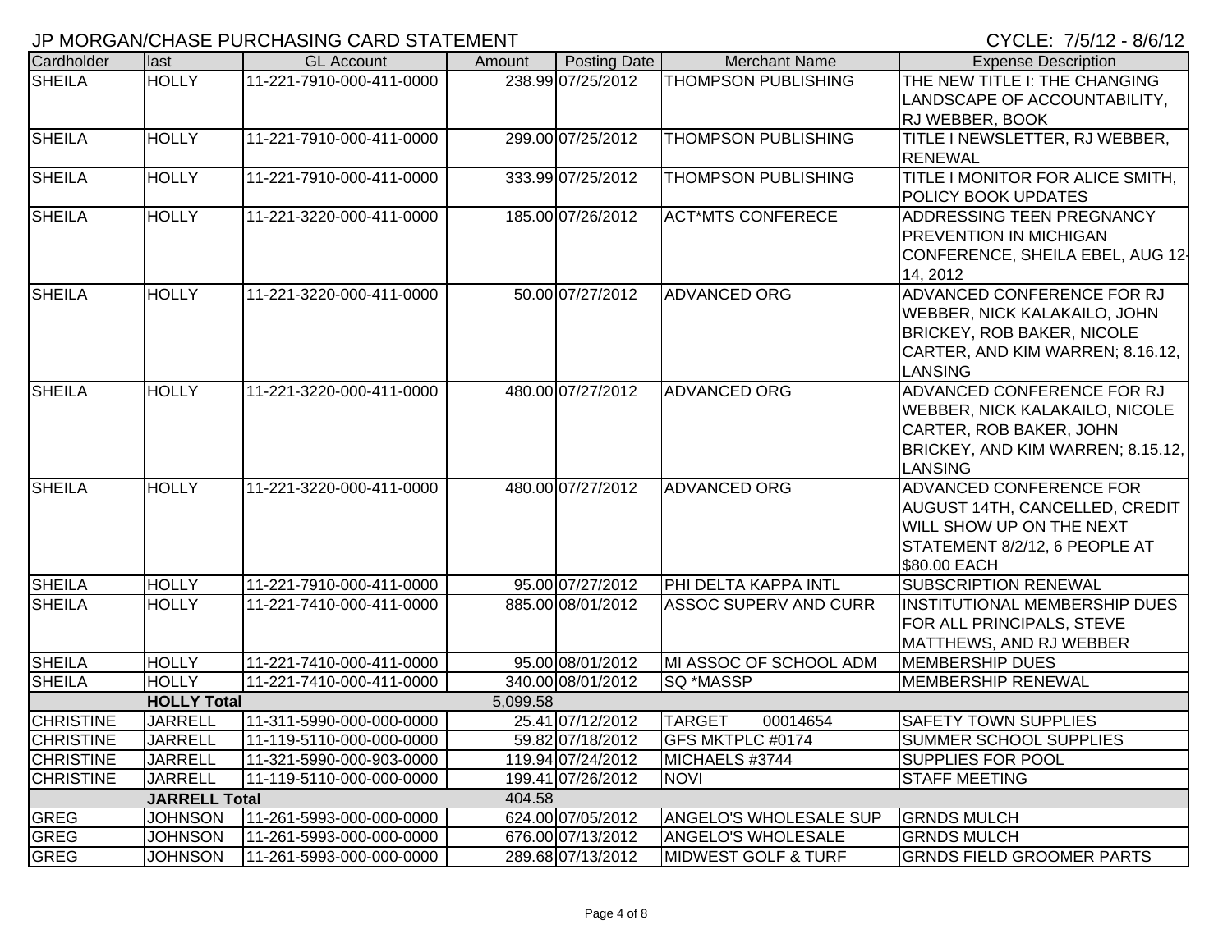JP MORGAN/CHASE PURCHASING CARD STATEMENT

CYCLE: 7/5/12 - 8/6/12

| Cardholder | last | GL Account | Amount | Posting Date | Merchant Name | Expense Description |
|---|---|---|---|---|---|---|
| SHEILA | HOLLY | 11-221-7910-000-411-0000 | 238.99 | 07/25/2012 | THOMPSON PUBLISHING | THE NEW TITLE I: THE CHANGING LANDSCAPE OF ACCOUNTABILITY, RJ WEBBER, BOOK |
| SHEILA | HOLLY | 11-221-7910-000-411-0000 | 299.00 | 07/25/2012 | THOMPSON PUBLISHING | TITLE I NEWSLETTER, RJ WEBBER, RENEWAL |
| SHEILA | HOLLY | 11-221-7910-000-411-0000 | 333.99 | 07/25/2012 | THOMPSON PUBLISHING | TITLE I MONITOR FOR ALICE SMITH, POLICY BOOK UPDATES |
| SHEILA | HOLLY | 11-221-3220-000-411-0000 | 185.00 | 07/26/2012 | ACT*MTS CONFERECE | ADDRESSING TEEN PREGNANCY PREVENTION IN MICHIGAN CONFERENCE, SHEILA EBEL, AUG 12-14, 2012 |
| SHEILA | HOLLY | 11-221-3220-000-411-0000 | 50.00 | 07/27/2012 | ADVANCED ORG | ADVANCED CONFERENCE FOR RJ WEBBER, NICK KALAKAILO, JOHN BRICKEY, ROB BAKER, NICOLE CARTER, AND KIM WARREN; 8.16.12, LANSING |
| SHEILA | HOLLY | 11-221-3220-000-411-0000 | 480.00 | 07/27/2012 | ADVANCED ORG | ADVANCED CONFERENCE FOR RJ WEBBER, NICK KALAKAILO, NICOLE CARTER, ROB BAKER, JOHN BRICKEY, AND KIM WARREN; 8.15.12, LANSING |
| SHEILA | HOLLY | 11-221-3220-000-411-0000 | 480.00 | 07/27/2012 | ADVANCED ORG | ADVANCED CONFERENCE FOR AUGUST 14TH, CANCELLED, CREDIT WILL SHOW UP ON THE NEXT STATEMENT 8/2/12, 6 PEOPLE AT $80.00 EACH |
| SHEILA | HOLLY | 11-221-7910-000-411-0000 | 95.00 | 07/27/2012 | PHI DELTA KAPPA INTL | SUBSCRIPTION RENEWAL |
| SHEILA | HOLLY | 11-221-7410-000-411-0000 | 885.00 | 08/01/2012 | ASSOC SUPERV AND CURR | INSTITUTIONAL MEMBERSHIP DUES FOR ALL PRINCIPALS, STEVE MATTHEWS, AND RJ WEBBER |
| SHEILA | HOLLY | 11-221-7410-000-411-0000 | 95.00 | 08/01/2012 | MI ASSOC OF SCHOOL ADM | MEMBERSHIP DUES |
| SHEILA | HOLLY | 11-221-7410-000-411-0000 | 340.00 | 08/01/2012 | SQ *MASSP | MEMBERSHIP RENEWAL |
| | **HOLLY Total** | | 5,099.58 | | | |
| CHRISTINE | JARRELL | 11-311-5990-000-000-0000 | 25.41 | 07/12/2012 | TARGET 00014654 | SAFETY TOWN SUPPLIES |
| CHRISTINE | JARRELL | 11-119-5110-000-000-0000 | 59.82 | 07/18/2012 | GFS MKTPLC #0174 | SUMMER SCHOOL SUPPLIES |
| CHRISTINE | JARRELL | 11-321-5990-000-903-0000 | 119.94 | 07/24/2012 | MICHAELS #3744 | SUPPLIES FOR POOL |
| CHRISTINE | JARRELL | 11-119-5110-000-000-0000 | 199.41 | 07/26/2012 | NOVI | STAFF MEETING |
| | **JARRELL Total** | | 404.58 | | | |
| GREG | JOHNSON | 11-261-5993-000-000-0000 | 624.00 | 07/05/2012 | ANGELO'S WHOLESALE SUP | GRNDS MULCH |
| GREG | JOHNSON | 11-261-5993-000-000-0000 | 676.00 | 07/13/2012 | ANGELO'S WHOLESALE | GRNDS MULCH |
| GREG | JOHNSON | 11-261-5993-000-000-0000 | 289.68 | 07/13/2012 | MIDWEST GOLF & TURF | GRNDS FIELD GROOMER PARTS |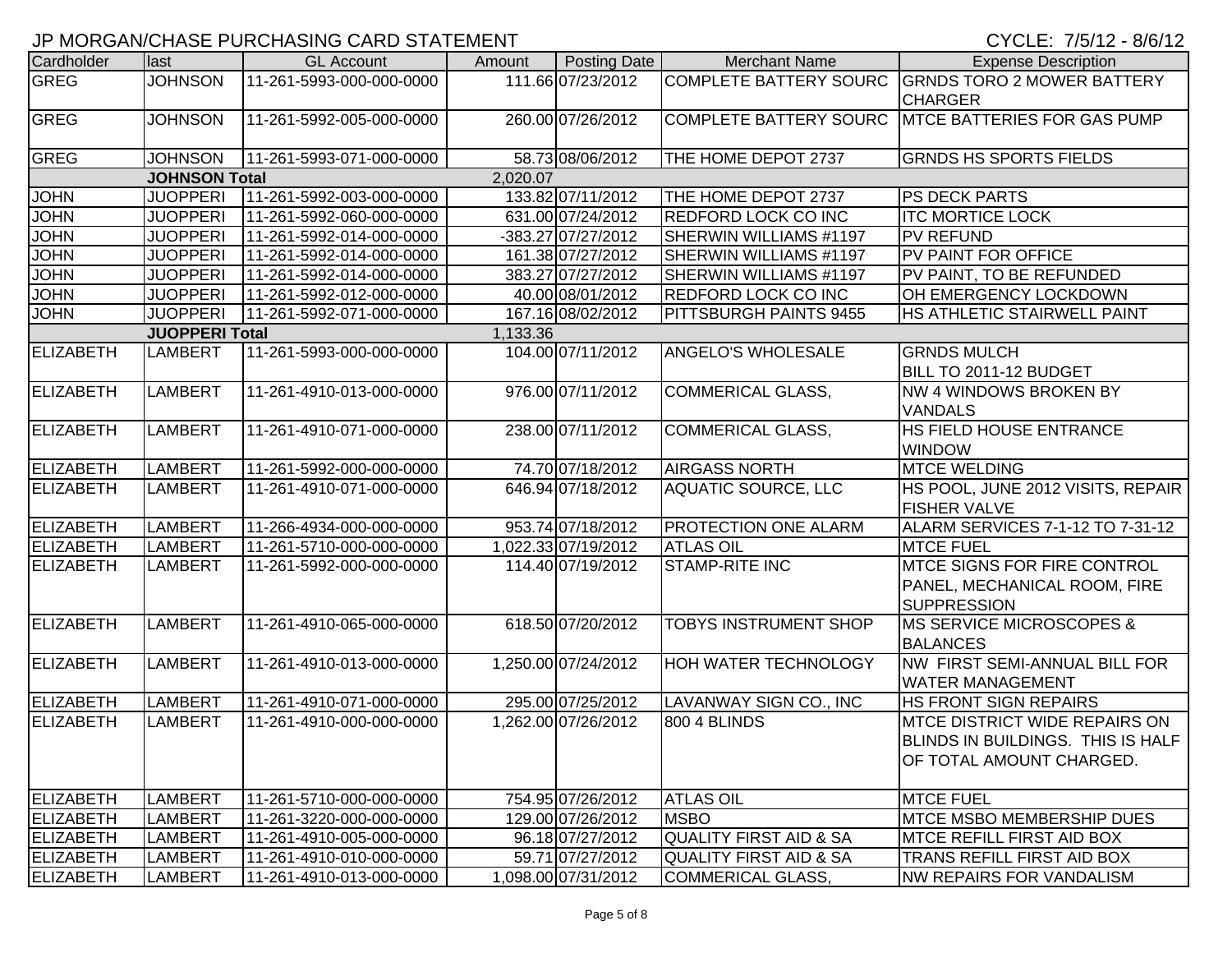# JP MORGAN/CHASE PURCHASING CARD STATEMENT

CYCLE: 7/5/12 - 8/6/12

| Cardholder | last | GL Account | Amount | Posting Date | Merchant Name | Expense Description |
|---|---|---|---|---|---|---|
| GREG | JOHNSON | 11-261-5993-000-000-0000 | 111.66 | 07/23/2012 | COMPLETE BATTERY SOURC | GRNDS TORO 2 MOWER BATTERY CHARGER |
| GREG | JOHNSON | 11-261-5992-005-000-0000 | 260.00 | 07/26/2012 | COMPLETE BATTERY SOURC | MTCE BATTERIES FOR GAS PUMP |
| GREG | JOHNSON | 11-261-5993-071-000-0000 | 58.73 | 08/06/2012 | THE HOME DEPOT 2737 | GRNDS HS SPORTS FIELDS |
| | JOHNSON Total | | 2,020.07 | | | |
| JOHN | JUOPPERI | 11-261-5992-003-000-0000 | 133.82 | 07/11/2012 | THE HOME DEPOT 2737 | PS DECK PARTS |
| JOHN | JUOPPERI | 11-261-5992-060-000-0000 | 631.00 | 07/24/2012 | REDFORD LOCK CO INC | ITC MORTICE LOCK |
| JOHN | JUOPPERI | 11-261-5992-014-000-0000 | -383.27 | 07/27/2012 | SHERWIN WILLIAMS #1197 | PV REFUND |
| JOHN | JUOPPERI | 11-261-5992-014-000-0000 | 161.38 | 07/27/2012 | SHERWIN WILLIAMS #1197 | PV PAINT FOR OFFICE |
| JOHN | JUOPPERI | 11-261-5992-014-000-0000 | 383.27 | 07/27/2012 | SHERWIN WILLIAMS #1197 | PV PAINT, TO BE REFUNDED |
| JOHN | JUOPPERI | 11-261-5992-012-000-0000 | 40.00 | 08/01/2012 | REDFORD LOCK CO INC | OH EMERGENCY LOCKDOWN |
| JOHN | JUOPPERI | 11-261-5992-071-000-0000 | 167.16 | 08/02/2012 | PITTSBURGH PAINTS 9455 | HS ATHLETIC STAIRWELL PAINT |
| | JUOPPERI Total | | 1,133.36 | | | |
| ELIZABETH | LAMBERT | 11-261-5993-000-000-0000 | 104.00 | 07/11/2012 | ANGELO'S WHOLESALE | GRNDS MULCH BILL TO 2011-12 BUDGET |
| ELIZABETH | LAMBERT | 11-261-4910-013-000-0000 | 976.00 | 07/11/2012 | COMMERICAL GLASS, | NW 4 WINDOWS BROKEN BY VANDALS |
| ELIZABETH | LAMBERT | 11-261-4910-071-000-0000 | 238.00 | 07/11/2012 | COMMERICAL GLASS, | HS FIELD HOUSE ENTRANCE WINDOW |
| ELIZABETH | LAMBERT | 11-261-5992-000-000-0000 | 74.70 | 07/18/2012 | AIRGASS NORTH | MTCE WELDING |
| ELIZABETH | LAMBERT | 11-261-4910-071-000-0000 | 646.94 | 07/18/2012 | AQUATIC SOURCE, LLC | HS POOL, JUNE 2012 VISITS, REPAIR FISHER VALVE |
| ELIZABETH | LAMBERT | 11-266-4934-000-000-0000 | 953.74 | 07/18/2012 | PROTECTION ONE ALARM | ALARM SERVICES 7-1-12 TO 7-31-12 |
| ELIZABETH | LAMBERT | 11-261-5710-000-000-0000 | 1,022.33 | 07/19/2012 | ATLAS OIL | MTCE FUEL |
| ELIZABETH | LAMBERT | 11-261-5992-000-000-0000 | 114.40 | 07/19/2012 | STAMP-RITE INC | MTCE SIGNS FOR FIRE CONTROL PANEL, MECHANICAL ROOM, FIRE SUPPRESSION |
| ELIZABETH | LAMBERT | 11-261-4910-065-000-0000 | 618.50 | 07/20/2012 | TOBYS INSTRUMENT SHOP | MS SERVICE MICROSCOPES & BALANCES |
| ELIZABETH | LAMBERT | 11-261-4910-013-000-0000 | 1,250.00 | 07/24/2012 | HOH WATER TECHNOLOGY | NW FIRST SEMI-ANNUAL BILL FOR WATER MANAGEMENT |
| ELIZABETH | LAMBERT | 11-261-4910-071-000-0000 | 295.00 | 07/25/2012 | LAVANWAY SIGN CO., INC | HS FRONT SIGN REPAIRS |
| ELIZABETH | LAMBERT | 11-261-4910-000-000-0000 | 1,262.00 | 07/26/2012 | 800 4 BLINDS | MTCE DISTRICT WIDE REPAIRS ON BLINDS IN BUILDINGS. THIS IS HALF OF TOTAL AMOUNT CHARGED. |
| ELIZABETH | LAMBERT | 11-261-5710-000-000-0000 | 754.95 | 07/26/2012 | ATLAS OIL | MTCE FUEL |
| ELIZABETH | LAMBERT | 11-261-3220-000-000-0000 | 129.00 | 07/26/2012 | MSBO | MTCE MSBO MEMBERSHIP DUES |
| ELIZABETH | LAMBERT | 11-261-4910-005-000-0000 | 96.18 | 07/27/2012 | QUALITY FIRST AID & SA | MTCE REFILL FIRST AID BOX |
| ELIZABETH | LAMBERT | 11-261-4910-010-000-0000 | 59.71 | 07/27/2012 | QUALITY FIRST AID & SA | TRANS REFILL FIRST AID BOX |
| ELIZABETH | LAMBERT | 11-261-4910-013-000-0000 | 1,098.00 | 07/31/2012 | COMMERICAL GLASS, | NW REPAIRS FOR VANDALISM |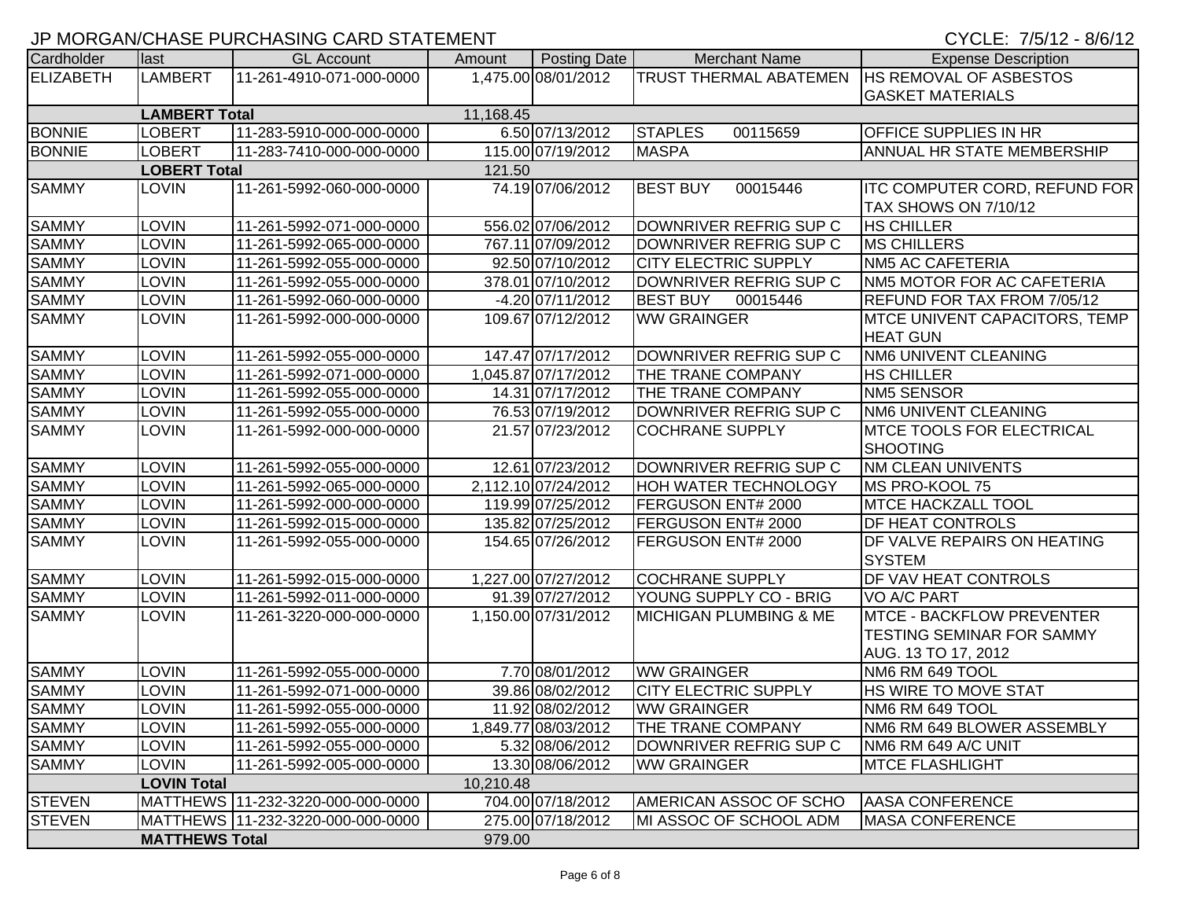JP MORGAN/CHASE PURCHASING CARD STATEMENT

CYCLE: 7/5/12 - 8/6/12

| Cardholder | last | GL Account | Amount | Posting Date | Merchant Name | Expense Description |
|---|---|---|---|---|---|---|
| ELIZABETH | LAMBERT | 11-261-4910-071-000-0000 | 1,475.00 | 08/01/2012 | TRUST THERMAL ABATEMEN | HS REMOVAL OF ASBESTOS GASKET MATERIALS |
| | LAMBERT Total | | 11,168.45 | | | |
| BONNIE | LOBERT | 11-283-5910-000-000-0000 | 6.50 | 07/13/2012 | STAPLES 00115659 | OFFICE SUPPLIES IN HR |
| BONNIE | LOBERT | 11-283-7410-000-000-0000 | 115.00 | 07/19/2012 | MASPA | ANNUAL HR STATE MEMBERSHIP |
| | LOBERT Total | | 121.50 | | | |
| SAMMY | LOVIN | 11-261-5992-060-000-0000 | 74.19 | 07/06/2012 | BEST BUY 00015446 | ITC COMPUTER CORD, REFUND FOR TAX SHOWS ON 7/10/12 |
| SAMMY | LOVIN | 11-261-5992-071-000-0000 | 556.02 | 07/06/2012 | DOWNRIVER REFRIG SUP C | HS CHILLER |
| SAMMY | LOVIN | 11-261-5992-065-000-0000 | 767.11 | 07/09/2012 | DOWNRIVER REFRIG SUP C | MS CHILLERS |
| SAMMY | LOVIN | 11-261-5992-055-000-0000 | 92.50 | 07/10/2012 | CITY ELECTRIC SUPPLY | NM5 AC CAFETERIA |
| SAMMY | LOVIN | 11-261-5992-055-000-0000 | 378.01 | 07/10/2012 | DOWNRIVER REFRIG SUP C | NM5 MOTOR FOR AC CAFETERIA |
| SAMMY | LOVIN | 11-261-5992-060-000-0000 | -4.20 | 07/11/2012 | BEST BUY 00015446 | REFUND FOR TAX FROM 7/05/12 |
| SAMMY | LOVIN | 11-261-5992-000-000-0000 | 109.67 | 07/12/2012 | WW GRAINGER | MTCE UNIVENT CAPACITORS, TEMP HEAT GUN |
| SAMMY | LOVIN | 11-261-5992-055-000-0000 | 147.47 | 07/17/2012 | DOWNRIVER REFRIG SUP C | NM6 UNIVENT CLEANING |
| SAMMY | LOVIN | 11-261-5992-071-000-0000 | 1,045.87 | 07/17/2012 | THE TRANE COMPANY | HS CHILLER |
| SAMMY | LOVIN | 11-261-5992-055-000-0000 | 14.31 | 07/17/2012 | THE TRANE COMPANY | NM5 SENSOR |
| SAMMY | LOVIN | 11-261-5992-055-000-0000 | 76.53 | 07/19/2012 | DOWNRIVER REFRIG SUP C | NM6 UNIVENT CLEANING |
| SAMMY | LOVIN | 11-261-5992-000-000-0000 | 21.57 | 07/23/2012 | COCHRANE SUPPLY | MTCE TOOLS FOR ELECTRICAL SHOOTING |
| SAMMY | LOVIN | 11-261-5992-055-000-0000 | 12.61 | 07/23/2012 | DOWNRIVER REFRIG SUP C | NM CLEAN UNIVENTS |
| SAMMY | LOVIN | 11-261-5992-065-000-0000 | 2,112.10 | 07/24/2012 | HOH WATER TECHNOLOGY | MS PRO-KOOL 75 |
| SAMMY | LOVIN | 11-261-5992-000-000-0000 | 119.99 | 07/25/2012 | FERGUSON ENT# 2000 | MTCE HACKZALL TOOL |
| SAMMY | LOVIN | 11-261-5992-015-000-0000 | 135.82 | 07/25/2012 | FERGUSON ENT# 2000 | DF HEAT CONTROLS |
| SAMMY | LOVIN | 11-261-5992-055-000-0000 | 154.65 | 07/26/2012 | FERGUSON ENT# 2000 | DF VALVE REPAIRS ON HEATING SYSTEM |
| SAMMY | LOVIN | 11-261-5992-015-000-0000 | 1,227.00 | 07/27/2012 | COCHRANE SUPPLY | DF VAV HEAT CONTROLS |
| SAMMY | LOVIN | 11-261-5992-011-000-0000 | 91.39 | 07/27/2012 | YOUNG SUPPLY CO - BRIG | VO A/C PART |
| SAMMY | LOVIN | 11-261-3220-000-000-0000 | 1,150.00 | 07/31/2012 | MICHIGAN PLUMBING & ME | MTCE - BACKFLOW PREVENTER TESTING SEMINAR FOR SAMMY AUG. 13 TO 17, 2012 |
| SAMMY | LOVIN | 11-261-5992-055-000-0000 | 7.70 | 08/01/2012 | WW GRAINGER | NM6 RM 649 TOOL |
| SAMMY | LOVIN | 11-261-5992-071-000-0000 | 39.86 | 08/02/2012 | CITY ELECTRIC SUPPLY | HS WIRE TO MOVE STAT |
| SAMMY | LOVIN | 11-261-5992-055-000-0000 | 11.92 | 08/02/2012 | WW GRAINGER | NM6 RM 649 TOOL |
| SAMMY | LOVIN | 11-261-5992-055-000-0000 | 1,849.77 | 08/03/2012 | THE TRANE COMPANY | NM6 RM 649 BLOWER ASSEMBLY |
| SAMMY | LOVIN | 11-261-5992-055-000-0000 | 5.32 | 08/06/2012 | DOWNRIVER REFRIG SUP C | NM6 RM 649 A/C UNIT |
| SAMMY | LOVIN | 11-261-5992-005-000-0000 | 13.30 | 08/06/2012 | WW GRAINGER | MTCE FLASHLIGHT |
| | LOVIN Total | | 10,210.48 | | | |
| STEVEN | MATTHEWS | 11-232-3220-000-000-0000 | 704.00 | 07/18/2012 | AMERICAN ASSOC OF SCHO | AASA CONFERENCE |
| STEVEN | MATTHEWS | 11-232-3220-000-000-0000 | 275.00 | 07/18/2012 | MI ASSOC OF SCHOOL ADM | MASA CONFERENCE |
| | MATTHEWS Total | | 979.00 | | | |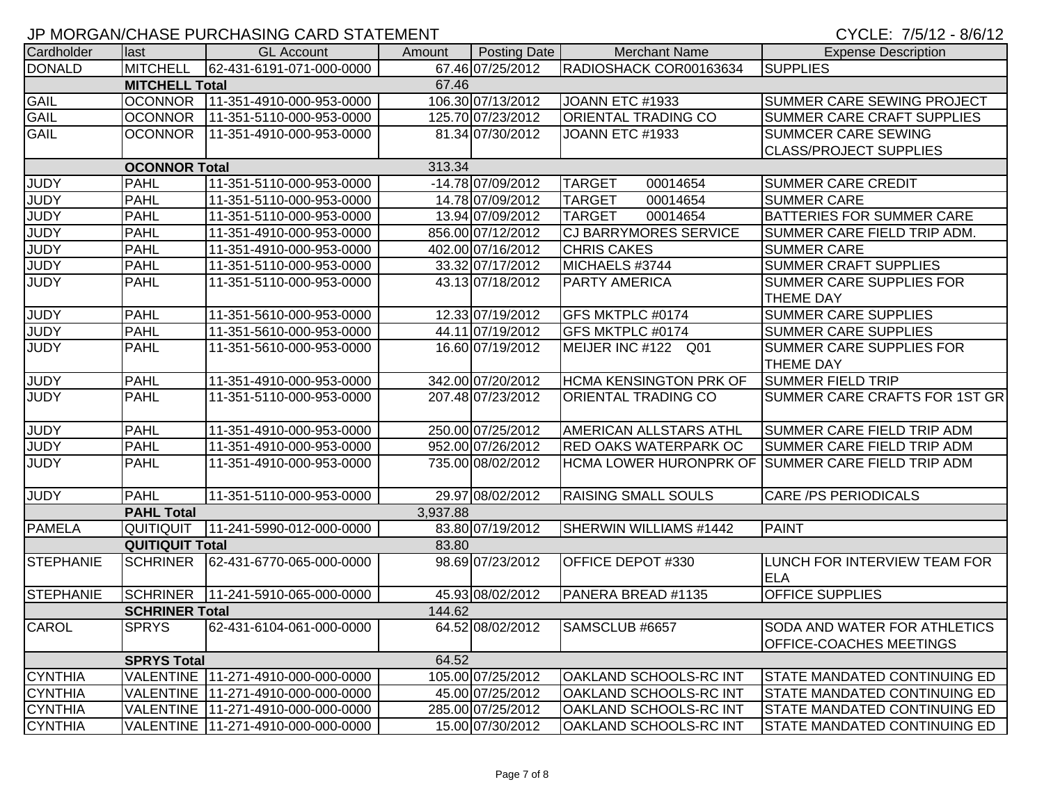JP MORGAN/CHASE PURCHASING CARD STATEMENT

CYCLE: 7/5/12 - 8/6/12

| Cardholder | last | GL Account | Amount | Posting Date | Merchant Name | Expense Description |
|---|---|---|---|---|---|---|
| DONALD | MITCHELL | 62-431-6191-071-000-0000 | 67.46 | 07/25/2012 | RADIOSHACK COR00163634 | SUPPLIES |
| | MITCHELL Total | | 67.46 | | | |
| GAIL | OCONNOR | 11-351-4910-000-953-0000 | 106.30 | 07/13/2012 | JOANN ETC #1933 | SUMMER CARE SEWING PROJECT |
| GAIL | OCONNOR | 11-351-5110-000-953-0000 | 125.70 | 07/23/2012 | ORIENTAL TRADING CO | SUMMER CARE CRAFT SUPPLIES |
| GAIL | OCONNOR | 11-351-4910-000-953-0000 | 81.34 | 07/30/2012 | JOANN ETC #1933 | SUMMCER CARE SEWING CLASS/PROJECT SUPPLIES |
| | OCONNOR Total | | 313.34 | | | |
| JUDY | PAHL | 11-351-5110-000-953-0000 | -14.78 | 07/09/2012 | TARGET 00014654 | SUMMER CARE CREDIT |
| JUDY | PAHL | 11-351-5110-000-953-0000 | 14.78 | 07/09/2012 | TARGET 00014654 | SUMMER CARE |
| JUDY | PAHL | 11-351-5110-000-953-0000 | 13.94 | 07/09/2012 | TARGET 00014654 | BATTERIES FOR SUMMER CARE |
| JUDY | PAHL | 11-351-4910-000-953-0000 | 856.00 | 07/12/2012 | CJ BARRYMORES SERVICE | SUMMER CARE FIELD TRIP ADM. |
| JUDY | PAHL | 11-351-4910-000-953-0000 | 402.00 | 07/16/2012 | CHRIS CAKES | SUMMER CARE |
| JUDY | PAHL | 11-351-5110-000-953-0000 | 33.32 | 07/17/2012 | MICHAELS #3744 | SUMMER CRAFT SUPPLIES |
| JUDY | PAHL | 11-351-5110-000-953-0000 | 43.13 | 07/18/2012 | PARTY AMERICA | SUMMER CARE SUPPLIES FOR THEME DAY |
| JUDY | PAHL | 11-351-5610-000-953-0000 | 12.33 | 07/19/2012 | GFS MKTPLC #0174 | SUMMER CARE SUPPLIES |
| JUDY | PAHL | 11-351-5610-000-953-0000 | 44.11 | 07/19/2012 | GFS MKTPLC #0174 | SUMMER CARE SUPPLIES |
| JUDY | PAHL | 11-351-5610-000-953-0000 | 16.60 | 07/19/2012 | MEIJER INC #122 Q01 | SUMMER CARE SUPPLIES FOR THEME DAY |
| JUDY | PAHL | 11-351-4910-000-953-0000 | 342.00 | 07/20/2012 | HCMA KENSINGTON PRK OF | SUMMER FIELD TRIP |
| JUDY | PAHL | 11-351-5110-000-953-0000 | 207.48 | 07/23/2012 | ORIENTAL TRADING CO | SUMMER CARE CRAFTS FOR 1ST GR |
| JUDY | PAHL | 11-351-4910-000-953-0000 | 250.00 | 07/25/2012 | AMERICAN ALLSTARS ATHL | SUMMER CARE FIELD TRIP ADM |
| JUDY | PAHL | 11-351-4910-000-953-0000 | 952.00 | 07/26/2012 | RED OAKS WATERPARK OC | SUMMER CARE FIELD TRIP ADM |
| JUDY | PAHL | 11-351-4910-000-953-0000 | 735.00 | 08/02/2012 | HCMA LOWER HURONPRK OF | SUMMER CARE FIELD TRIP ADM |
| JUDY | PAHL | 11-351-5110-000-953-0000 | 29.97 | 08/02/2012 | RAISING SMALL SOULS | CARE /PS PERIODICALS |
| | PAHL Total | | 3,937.88 | | | |
| PAMELA | QUITIQUIT | 11-241-5990-012-000-0000 | 83.80 | 07/19/2012 | SHERWIN WILLIAMS #1442 | PAINT |
| | QUITIQUIT Total | | 83.80 | | | |
| STEPHANIE | SCHRINER | 62-431-6770-065-000-0000 | 98.69 | 07/23/2012 | OFFICE DEPOT #330 | LUNCH FOR INTERVIEW TEAM FOR ELA |
| STEPHANIE | SCHRINER | 11-241-5910-065-000-0000 | 45.93 | 08/02/2012 | PANERA BREAD #1135 | OFFICE SUPPLIES |
| | SCHRINER Total | | 144.62 | | | |
| CAROL | SPRYS | 62-431-6104-061-000-0000 | 64.52 | 08/02/2012 | SAMSCLUB #6657 | SODA AND WATER FOR ATHLETICS OFFICE-COACHES MEETINGS |
| | SPRYS Total | | 64.52 | | | |
| CYNTHIA | VALENTINE | 11-271-4910-000-000-0000 | 105.00 | 07/25/2012 | OAKLAND SCHOOLS-RC INT | STATE MANDATED CONTINUING ED |
| CYNTHIA | VALENTINE | 11-271-4910-000-000-0000 | 45.00 | 07/25/2012 | OAKLAND SCHOOLS-RC INT | STATE MANDATED CONTINUING ED |
| CYNTHIA | VALENTINE | 11-271-4910-000-000-0000 | 285.00 | 07/25/2012 | OAKLAND SCHOOLS-RC INT | STATE MANDATED CONTINUING ED |
| CYNTHIA | VALENTINE | 11-271-4910-000-000-0000 | 15.00 | 07/30/2012 | OAKLAND SCHOOLS-RC INT | STATE MANDATED CONTINUING ED |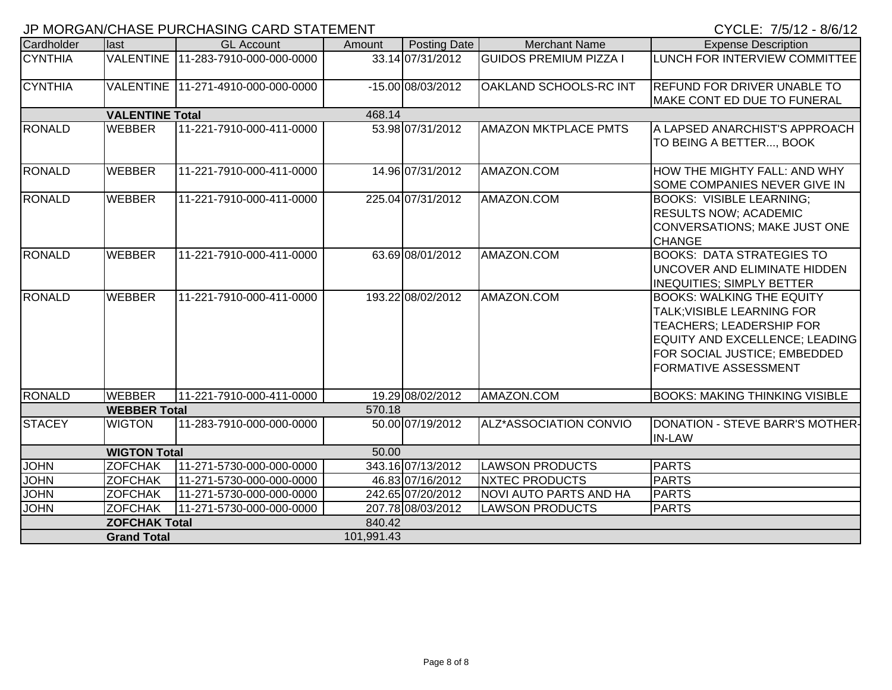JP MORGAN/CHASE PURCHASING CARD STATEMENT

CYCLE: 7/5/12 - 8/6/12

| Cardholder | last | GL Account | Amount | Posting Date | Merchant Name | Expense Description |
|---|---|---|---|---|---|---|
| CYNTHIA | VALENTINE | 11-283-7910-000-000-0000 | 33.14 | 07/31/2012 | GUIDOS PREMIUM PIZZA I | LUNCH FOR INTERVIEW COMMITTEE |
| CYNTHIA | VALENTINE | 11-271-4910-000-000-0000 | -15.00 | 08/03/2012 | OAKLAND SCHOOLS-RC INT | REFUND FOR DRIVER UNABLE TO MAKE CONT ED DUE TO FUNERAL |
| | VALENTINE Total | | 468.14 | | | |
| RONALD | WEBBER | 11-221-7910-000-411-0000 | 53.98 | 07/31/2012 | AMAZON MKTPLACE PMTS | A LAPSED ANARCHIST'S APPROACH TO BEING A BETTER..., BOOK |
| RONALD | WEBBER | 11-221-7910-000-411-0000 | 14.96 | 07/31/2012 | AMAZON.COM | HOW THE MIGHTY FALL: AND WHY SOME COMPANIES NEVER GIVE IN |
| RONALD | WEBBER | 11-221-7910-000-411-0000 | 225.04 | 07/31/2012 | AMAZON.COM | BOOKS: VISIBLE LEARNING; RESULTS NOW; ACADEMIC CONVERSATIONS; MAKE JUST ONE CHANGE |
| RONALD | WEBBER | 11-221-7910-000-411-0000 | 63.69 | 08/01/2012 | AMAZON.COM | BOOKS: DATA STRATEGIES TO UNCOVER AND ELIMINATE HIDDEN INEQUITIES; SIMPLY BETTER |
| RONALD | WEBBER | 11-221-7910-000-411-0000 | 193.22 | 08/02/2012 | AMAZON.COM | BOOKS: WALKING THE EQUITY TALK;VISIBLE LEARNING FOR TEACHERS; LEADERSHIP FOR EQUITY AND EXCELLENCE; LEADING FOR SOCIAL JUSTICE; EMBEDDED FORMATIVE ASSESSMENT |
| RONALD | WEBBER | 11-221-7910-000-411-0000 | 19.29 | 08/02/2012 | AMAZON.COM | BOOKS: MAKING THINKING VISIBLE |
| | WEBBER Total | | 570.18 | | | |
| STACEY | WIGTON | 11-283-7910-000-000-0000 | 50.00 | 07/19/2012 | ALZ*ASSOCIATION CONVIO | DONATION - STEVE BARR'S MOTHER-IN-LAW |
| | WIGTON Total | | 50.00 | | | |
| JOHN | ZOFCHAK | 11-271-5730-000-000-0000 | 343.16 | 07/13/2012 | LAWSON PRODUCTS | PARTS |
| JOHN | ZOFCHAK | 11-271-5730-000-000-0000 | 46.83 | 07/16/2012 | NXTEC PRODUCTS | PARTS |
| JOHN | ZOFCHAK | 11-271-5730-000-000-0000 | 242.65 | 07/20/2012 | NOVI AUTO PARTS AND HA | PARTS |
| JOHN | ZOFCHAK | 11-271-5730-000-000-0000 | 207.78 | 08/03/2012 | LAWSON PRODUCTS | PARTS |
| | ZOFCHAK Total | | 840.42 | | | |
| | Grand Total | | 101,991.43 | | | |